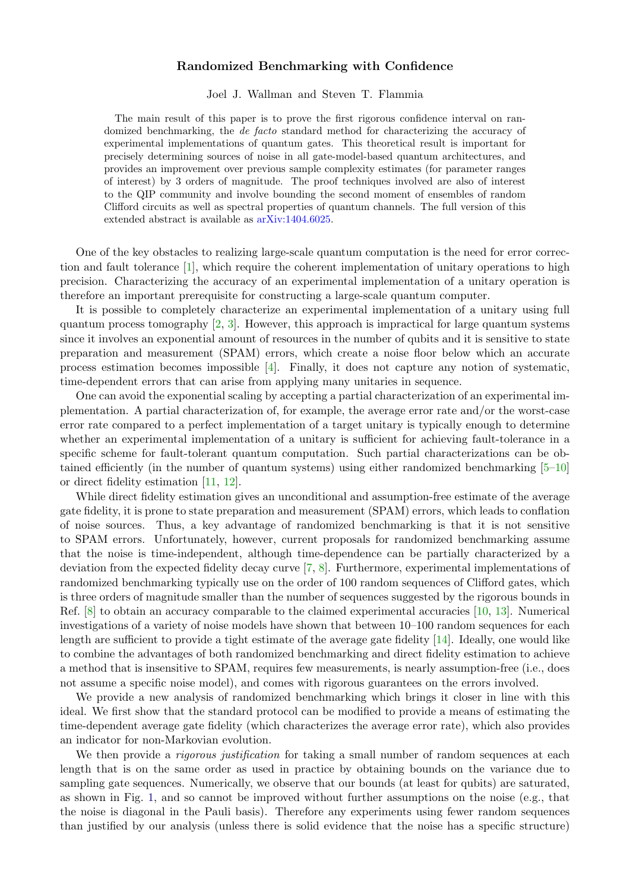# Randomized Benchmarking with Confidence

Joel J. Wallman and Steven T. Flammia

The main result of this paper is to prove the first rigorous confidence interval on randomized benchmarking, the *de facto* standard method for characterizing the accuracy of experimental implementations of quantum gates. This theoretical result is important for precisely determining sources of noise in all gate-model-based quantum architectures, and provides an improvement over previous sample complexity estimates (for parameter ranges of interest) by 3 orders of magnitude. The proof techniques involved are also of interest to the QIP community and involve bounding the second moment of ensembles of random Clifford circuits as well as spectral properties of quantum channels. The full version of this extended abstract is available as arXiv:1404.6025.

One of the key obstacles to realizing large-scale quantum computation is the need for error correction and fault tolerance [1], which require the coherent implementation of unitary operations to high precision. Characterizing the accuracy of an experimental implementation of a unitary operation is therefore an important prerequisite for constructing a large-scale quantum computer.

It is possible to completely characterize an experimental implementation of a unitary using full quantum process tomography [2, 3]. However, this approach is impractical for large quantum systems since it involves an exponential amount of resources in the number of qubits and it is sensitive to state preparation and measurement (SPAM) errors, which create a noise floor below which an accurate process estimation becomes impossible [4]. Finally, it does not capture any notion of systematic, time-dependent errors that can arise from applying many unitaries in sequence.

One can avoid the exponential scaling by accepting a partial characterization of an experimental implementation. A partial characterization of, for example, the average error rate and/or the worst-case error rate compared to a perfect implementation of a target unitary is typically enough to determine whether an experimental implementation of a unitary is sufficient for achieving fault-tolerance in a specific scheme for fault-tolerant quantum computation. Such partial characterizations can be obtained efficiently (in the number of quantum systems) using either randomized benchmarking [5–10] or direct fidelity estimation [11, 12].

While direct fidelity estimation gives an unconditional and assumption-free estimate of the average gate fidelity, it is prone to state preparation and measurement (SPAM) errors, which leads to conflation of noise sources. Thus, a key advantage of randomized benchmarking is that it is not sensitive to SPAM errors. Unfortunately, however, current proposals for randomized benchmarking assume that the noise is time-independent, although time-dependence can be partially characterized by a deviation from the expected fidelity decay curve [7, 8]. Furthermore, experimental implementations of randomized benchmarking typically use on the order of 100 random sequences of Clifford gates, which is three orders of magnitude smaller than the number of sequences suggested by the rigorous bounds in Ref. [8] to obtain an accuracy comparable to the claimed experimental accuracies [10, 13]. Numerical investigations of a variety of noise models have shown that between 10–100 random sequences for each length are sufficient to provide a tight estimate of the average gate fidelity [14]. Ideally, one would like to combine the advantages of both randomized benchmarking and direct fidelity estimation to achieve a method that is insensitive to SPAM, requires few measurements, is nearly assumption-free (i.e., does not assume a specific noise model), and comes with rigorous guarantees on the errors involved.

We provide a new analysis of randomized benchmarking which brings it closer in line with this ideal. We first show that the standard protocol can be modified to provide a means of estimating the time-dependent average gate fidelity (which characterizes the average error rate), which also provides an indicator for non-Markovian evolution.

We then provide a *rigorous justification* for taking a small number of random sequences at each length that is on the same order as used in practice by obtaining bounds on the variance due to sampling gate sequences. Numerically, we observe that our bounds (at least for qubits) are saturated, as shown in Fig. 1, and so cannot be improved without further assumptions on the noise (e.g., that the noise is diagonal in the Pauli basis). Therefore any experiments using fewer random sequences than justified by our analysis (unless there is solid evidence that the noise has a specific structure)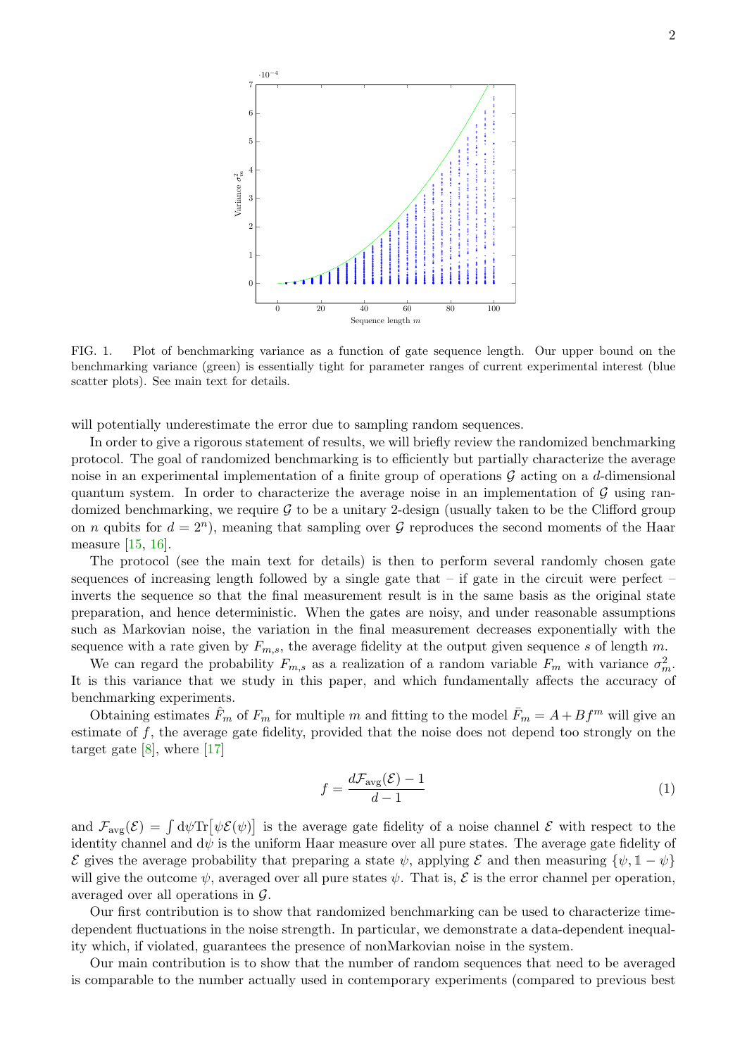FIG. 1. Plot of benchmarking variance as a function of gate sequence length. Our upper bound on the benchmarking variance (green) is essentially tight for parameter ranges of current experimental interest (blue scatter plots). See main text for details.

will potentially underestimate the error due to sampling random sequences.

In order to give a rigorous statement of results, we will briefly review the randomized benchmarking protocol. The goal of randomized benchmarking is to efficiently but partially characterize the average noise in an experimental implementation of a finite group of operations $\mathcal{G}$ acting on a $d$-dimensional quantum system. In order to characterize the average noise in an implementation of $\mathcal{G}$ using randomized benchmarking, we require $\mathcal{G}$ to be a unitary 2-design (usually taken to be the Clifford group on $n$ qubits for $d = 2^n$), meaning that sampling over $\mathcal{G}$ reproduces the second moments of the Haar measure [15, 16].

The protocol (see the main text for details) is then to perform several randomly chosen gate sequences of increasing length followed by a single gate that – if gate in the circuit were perfect – inverts the sequence so that the final measurement result is in the same basis as the original state preparation, and hence deterministic. When the gates are noisy, and under reasonable assumptions such as Markovian noise, the variation in the final measurement decreases exponentially with the sequence with a rate given by $F_{m,s}$, the average fidelity at the output given sequence $s$ of length $m$.

We can regard the probability $F_{m,s}$ as a realization of a random variable $F_m$ with variance $\sigma_m^2$. It is this variance that we study in this paper, and which fundamentally affects the accuracy of benchmarking experiments.

Obtaining estimates $\hat{F}_m$ of $F_m$ for multiple $m$ and fitting to the model $\bar{F}_m = A + Bf^m$ will give an estimate of $f$, the average gate fidelity, provided that the noise does not depend too strongly on the target gate [8], where [17]

$$f = \frac{d\mathcal{F}_{\text{avg}}(\mathcal{E}) - 1}{d - 1} \tag{1}$$

and $\mathcal{F}_{\text{avg}}(\mathcal{E}) = \int \mathrm{d}\psi \mathrm{Tr}\big[\psi\mathcal{E}(\psi)\big]$ is the average gate fidelity of a noise channel $\mathcal{E}$ with respect to the identity channel and $\mathrm{d}\psi$ is the uniform Haar measure over all pure states. The average gate fidelity of $\mathcal{E}$ gives the average probability that preparing a state $\psi$, applying $\mathcal{E}$ and then measuring $\{\psi, \mathbb{1} - \psi\}$ will give the outcome $\psi$, averaged over all pure states $\psi$. That is, $\mathcal{E}$ is the error channel per operation, averaged over all operations in $\mathcal{G}$.

Our first contribution is to show that randomized benchmarking can be used to characterize time-dependent fluctuations in the noise strength. In particular, we demonstrate a data-dependent inequality which, if violated, guarantees the presence of nonMarkovian noise in the system.

Our main contribution is to show that the number of random sequences that need to be averaged is comparable to the number actually used in contemporary experiments (compared to previous best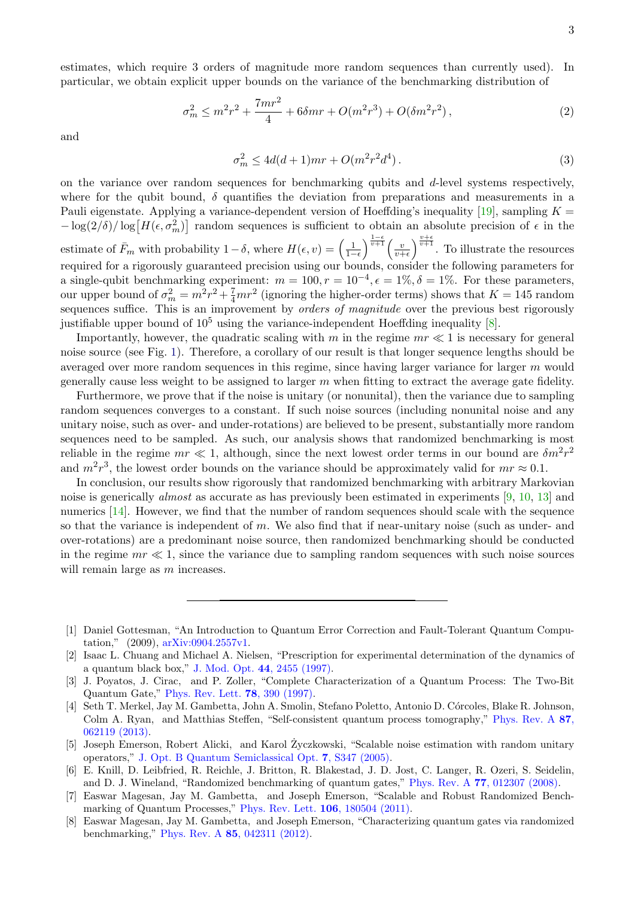estimates, which require 3 orders of magnitude more random sequences than currently used). In particular, we obtain explicit upper bounds on the variance of the benchmarking distribution of

$$\sigma_m^2 \leq m^2 r^2 + \frac{7mr^2}{4} + 6\delta mr + O(m^2 r^3) + O(\delta m^2 r^2)\,, \tag{2}$$

and

$$\sigma_m^2 \leq 4d(d+1)mr + O(m^2 r^2 d^4)\,. \tag{3}$$

on the variance over random sequences for benchmarking qubits and $d$-level systems respectively, where for the qubit bound, $\delta$ quantifies the deviation from preparations and measurements in a Pauli eigenstate. Applying a variance-dependent version of Hoeffding's inequality [19], sampling $K = -\log(2/\delta)/\log\left[H(\epsilon, \sigma_m^2)\right]$ random sequences is sufficient to obtain an absolute precision of $\epsilon$ in the estimate of $\bar{F}_m$ with probability $1-\delta$, where $H(\epsilon, v) = \left(\frac{1}{1-\epsilon}\right)^{\frac{1-\epsilon}{v+1}} \left(\frac{v}{v+\epsilon}\right)^{\frac{v+\epsilon}{v+1}}$. To illustrate the resources required for a rigorously guaranteed precision using our bounds, consider the following parameters for a single-qubit benchmarking experiment: $m = 100, r = 10^{-4}, \epsilon = 1\%, \delta = 1\%$. For these parameters, our upper bound of $\sigma_m^2 = m^2 r^2 + \frac{7}{4} mr^2$ (ignoring the higher-order terms) shows that $K = 145$ random sequences suffice. This is an improvement by *orders of magnitude* over the previous best rigorously justifiable upper bound of $10^5$ using the variance-independent Hoeffding inequality [8].

Importantly, however, the quadratic scaling with $m$ in the regime $mr \ll 1$ is necessary for general noise source (see Fig. 1). Therefore, a corollary of our result is that longer sequence lengths should be averaged over more random sequences in this regime, since having larger variance for larger $m$ would generally cause less weight to be assigned to larger $m$ when fitting to extract the average gate fidelity.

Furthermore, we prove that if the noise is unitary (or nonunital), then the variance due to sampling random sequences converges to a constant. If such noise sources (including nonunital noise and any unitary noise, such as over- and under-rotations) are believed to be present, substantially more random sequences need to be sampled. As such, our analysis shows that randomized benchmarking is most reliable in the regime $mr \ll 1$, although, since the next lowest order terms in our bound are $\delta m^2 r^2$ and $m^2 r^3$, the lowest order bounds on the variance should be approximately valid for $mr \approx 0.1$.

In conclusion, our results show rigorously that randomized benchmarking with arbitrary Markovian noise is generically *almost* as accurate as has previously been estimated in experiments [9, 10, 13] and numerics [14]. However, we find that the number of random sequences should scale with the sequence so that the variance is independent of $m$. We also find that if near-unitary noise (such as under- and over-rotations) are a predominant noise source, then randomized benchmarking should be conducted in the regime $mr \ll 1$, since the variance due to sampling random sequences with such noise sources will remain large as $m$ increases.

---

[1] Daniel Gottesman, "An Introduction to Quantum Error Correction and Fault-Tolerant Quantum Computation," (2009), arXiv:0904.2557v1.

[2] Isaac L. Chuang and Michael A. Nielsen, "Prescription for experimental determination of the dynamics of a quantum black box," J. Mod. Opt. **44**, 2455 (1997).

[3] J. Poyatos, J. Cirac, and P. Zoller, "Complete Characterization of a Quantum Process: The Two-Bit Quantum Gate," Phys. Rev. Lett. **78**, 390 (1997).

[4] Seth T. Merkel, Jay M. Gambetta, John A. Smolin, Stefano Poletto, Antonio D. Córcoles, Blake R. Johnson, Colm A. Ryan, and Matthias Steffen, "Self-consistent quantum process tomography," Phys. Rev. A **87**, 062119 (2013).

[5] Joseph Emerson, Robert Alicki, and Karol Życzkowski, "Scalable noise estimation with random unitary operators," J. Opt. B Quantum Semiclassical Opt. **7**, S347 (2005).

[6] E. Knill, D. Leibfried, R. Reichle, J. Britton, R. Blakestad, J. D. Jost, C. Langer, R. Ozeri, S. Seidelin, and D. J. Wineland, "Randomized benchmarking of quantum gates," Phys. Rev. A **77**, 012307 (2008).

[7] Easwar Magesan, Jay M. Gambetta, and Joseph Emerson, "Scalable and Robust Randomized Benchmarking of Quantum Processes," Phys. Rev. Lett. **106**, 180504 (2011).

[8] Easwar Magesan, Jay M. Gambetta, and Joseph Emerson, "Characterizing quantum gates via randomized benchmarking," Phys. Rev. A **85**, 042311 (2012).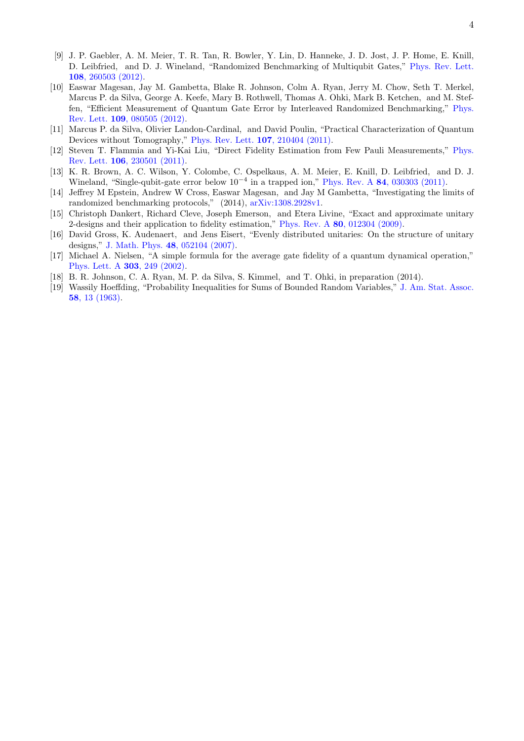[9] J. P. Gaebler, A. M. Meier, T. R. Tan, R. Bowler, Y. Lin, D. Hanneke, J. D. Jost, J. P. Home, E. Knill, D. Leibfried, and D. J. Wineland, "Randomized Benchmarking of Multiqubit Gates," Phys. Rev. Lett. **108**, 260503 (2012).

[10] Easwar Magesan, Jay M. Gambetta, Blake R. Johnson, Colm A. Ryan, Jerry M. Chow, Seth T. Merkel, Marcus P. da Silva, George A. Keefe, Mary B. Rothwell, Thomas A. Ohki, Mark B. Ketchen, and M. Steffen, "Efficient Measurement of Quantum Gate Error by Interleaved Randomized Benchmarking," Phys. Rev. Lett. **109**, 080505 (2012).

[11] Marcus P. da Silva, Olivier Landon-Cardinal, and David Poulin, "Practical Characterization of Quantum Devices without Tomography," Phys. Rev. Lett. **107**, 210404 (2011).

[12] Steven T. Flammia and Yi-Kai Liu, "Direct Fidelity Estimation from Few Pauli Measurements," Phys. Rev. Lett. **106**, 230501 (2011).

[13] K. R. Brown, A. C. Wilson, Y. Colombe, C. Ospelkaus, A. M. Meier, E. Knill, D. Leibfried, and D. J. Wineland, "Single-qubit-gate error below $10^{-4}$ in a trapped ion," Phys. Rev. A **84**, 030303 (2011).

[14] Jeffrey M Epstein, Andrew W Cross, Easwar Magesan, and Jay M Gambetta, "Investigating the limits of randomized benchmarking protocols," (2014), arXiv:1308.2928v1.

[15] Christoph Dankert, Richard Cleve, Joseph Emerson, and Etera Livine, "Exact and approximate unitary 2-designs and their application to fidelity estimation," Phys. Rev. A **80**, 012304 (2009).

[16] David Gross, K. Audenaert, and Jens Eisert, "Evenly distributed unitaries: On the structure of unitary designs," J. Math. Phys. **48**, 052104 (2007).

[17] Michael A. Nielsen, "A simple formula for the average gate fidelity of a quantum dynamical operation," Phys. Lett. A **303**, 249 (2002).

[18] B. R. Johnson, C. A. Ryan, M. P. da Silva, S. Kimmel, and T. Ohki, in preparation (2014).

[19] Wassily Hoeffding, "Probability Inequalities for Sums of Bounded Random Variables," J. Am. Stat. Assoc. **58**, 13 (1963).